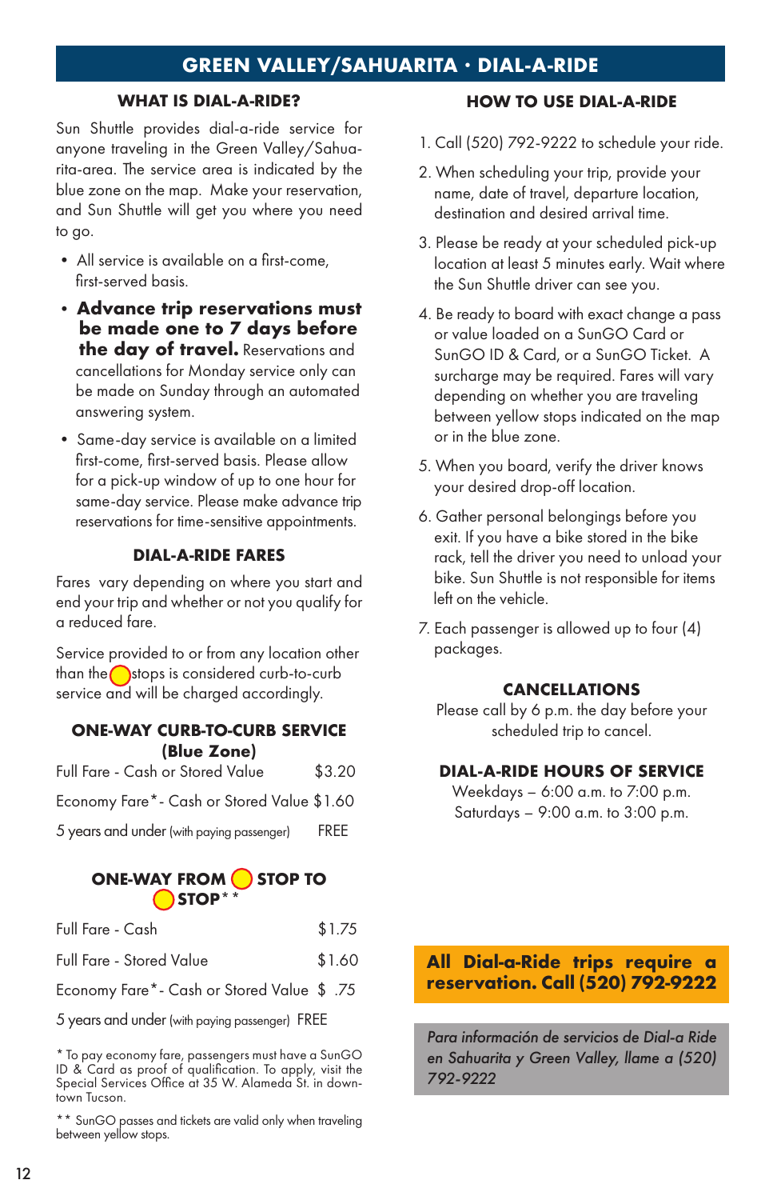# GREEN VALLEY/SAHUARITA · DIAL-A-RIDE

## WHAT IS DIAL-A-RIDE?

Sun Shuttle provides dial-a-ride service for anyone traveling in the Green Valley/Sahuarita-area. The service area is indicated by the blue zone on the map. Make your reservation, and Sun Shuttle will get you where you need to go.

- All service is available on a first-come, first-served basis.
- **Advance trip reservations must be made one to 7 days before the day of travel.** Reservations and cancellations for Monday service only can be made on Sunday through an automated answering system.
- Same-day service is available on a limited first-come, first-served basis. Please allow for a pick-up window of up to one hour for same-day service. Please make advance trip reservations for time-sensitive appointments.

## DIAL-A-RIDE FARES

Fares vary depending on where you start and end your trip and whether or not you qualify for a reduced fare.

Service provided to or from any location other than the ◯ stops is considered curb-to-curb service and will be charged accordingly.

### ONE-WAY CURB-TO-CURB SERVICE (Blue Zone)

| | |
|---|---|
| Full Fare - Cash or Stored Value | $3.20 |
| Economy Fare* - Cash or Stored Value | $1.60 |
| 5 years and under (with paying passenger) | FREE |

### ONE-WAY FROM ◯ STOP TO ◯ STOP**

| | |
|---|---|
| Full Fare - Cash | $1.75 |
| Full Fare - Stored Value | $1.60 |
| Economy Fare* - Cash or Stored Value | $ .75 |
| 5 years and under (with paying passenger) | FREE |

\* To pay economy fare, passengers must have a SunGO ID & Card as proof of qualification. To apply, visit the Special Services Office at 35 W. Alameda St. in downtown Tucson.

\*\* SunGO passes and tickets are valid only when traveling between yellow stops.

## HOW TO USE DIAL-A-RIDE

1. Call (520) 792-9222 to schedule your ride.
2. When scheduling your trip, provide your name, date of travel, departure location, destination and desired arrival time.
3. Please be ready at your scheduled pick-up location at least 5 minutes early. Wait where the Sun Shuttle driver can see you.
4. Be ready to board with exact change a pass or value loaded on a SunGO Card or SunGO ID & Card, or a SunGO Ticket. A surcharge may be required. Fares will vary depending on whether you are traveling between yellow stops indicated on the map or in the blue zone.
5. When you board, verify the driver knows your desired drop-off location.
6. Gather personal belongings before you exit. If you have a bike stored in the bike rack, tell the driver you need to unload your bike. Sun Shuttle is not responsible for items left on the vehicle.
7. Each passenger is allowed up to four (4) packages.

## CANCELLATIONS

Please call by 6 p.m. the day before your scheduled trip to cancel.

## DIAL-A-RIDE HOURS OF SERVICE

Weekdays – 6:00 a.m. to 7:00 p.m.
Saturdays – 9:00 a.m. to 3:00 p.m.

**All Dial-a-Ride trips require a reservation. Call (520) 792-9222**

*Para información de servicios de Dial-a Ride en Sahuarita y Green Valley, llame a (520) 792-9222*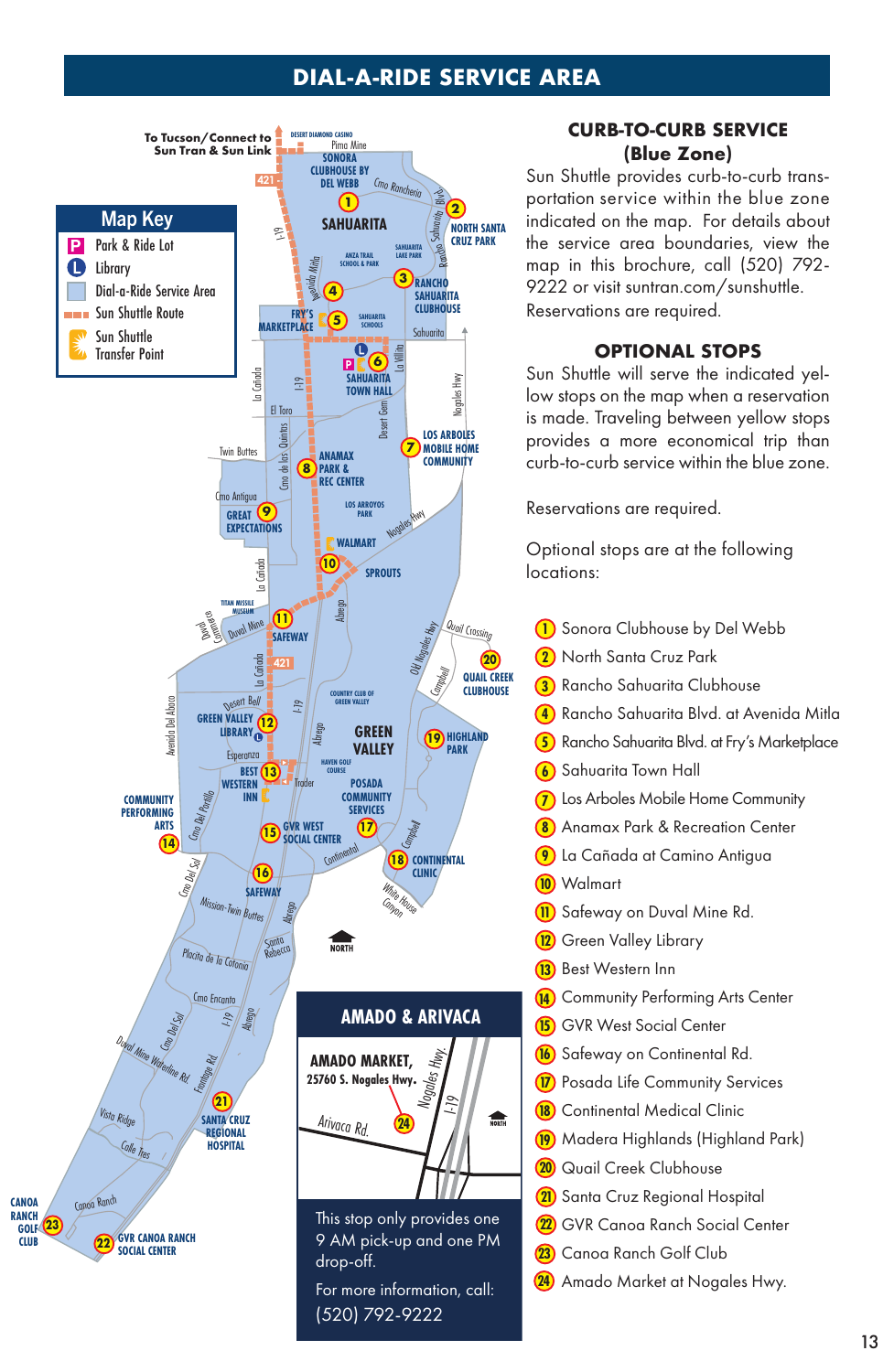# DIAL-A-RIDE SERVICE AREA

**Map Key**

- Park & Ride Lot
- Library
- Dial-a-Ride Service Area
- Sun Shuttle Route
- Sun Shuttle Transfer Point

## AMADO & ARIVACA

AMADO MARKET, 25760 S. Nogales Hwy.

This stop only provides one 9 AM pick-up and one PM drop-off.

For more information, call: (520) 792-9222

## CURB-TO-CURB SERVICE (Blue Zone)

Sun Shuttle provides curb-to-curb transportation service within the blue zone indicated on the map. For details about the service area boundaries, view the map in this brochure, call (520) 792-9222 or visit suntran.com/sunshuttle. Reservations are required.

## OPTIONAL STOPS

Sun Shuttle will serve the indicated yellow stops on the map when a reservation is made. Traveling between yellow stops provides a more economical trip than curb-to-curb service within the blue zone.

Reservations are required.

Optional stops are at the following locations:

1. Sonora Clubhouse by Del Webb
2. North Santa Cruz Park
3. Rancho Sahuarita Clubhouse
4. Rancho Sahuarita Blvd. at Avenida Mitla
5. Rancho Sahuarita Blvd. at Fry's Marketplace
6. Sahuarita Town Hall
7. Los Arboles Mobile Home Community
8. Anamax Park & Recreation Center
9. La Cañada at Camino Antigua
10. Walmart
11. Safeway on Duval Mine Rd.
12. Green Valley Library
13. Best Western Inn
14. Community Performing Arts Center
15. GVR West Social Center
16. Safeway on Continental Rd.
17. Posada Life Community Services
18. Continental Medical Clinic
19. Madera Highlands (Highland Park)
20. Quail Creek Clubhouse
21. Santa Cruz Regional Hospital
22. GVR Canoa Ranch Social Center
23. Canoa Ranch Golf Club
24. Amado Market at Nogales Hwy.